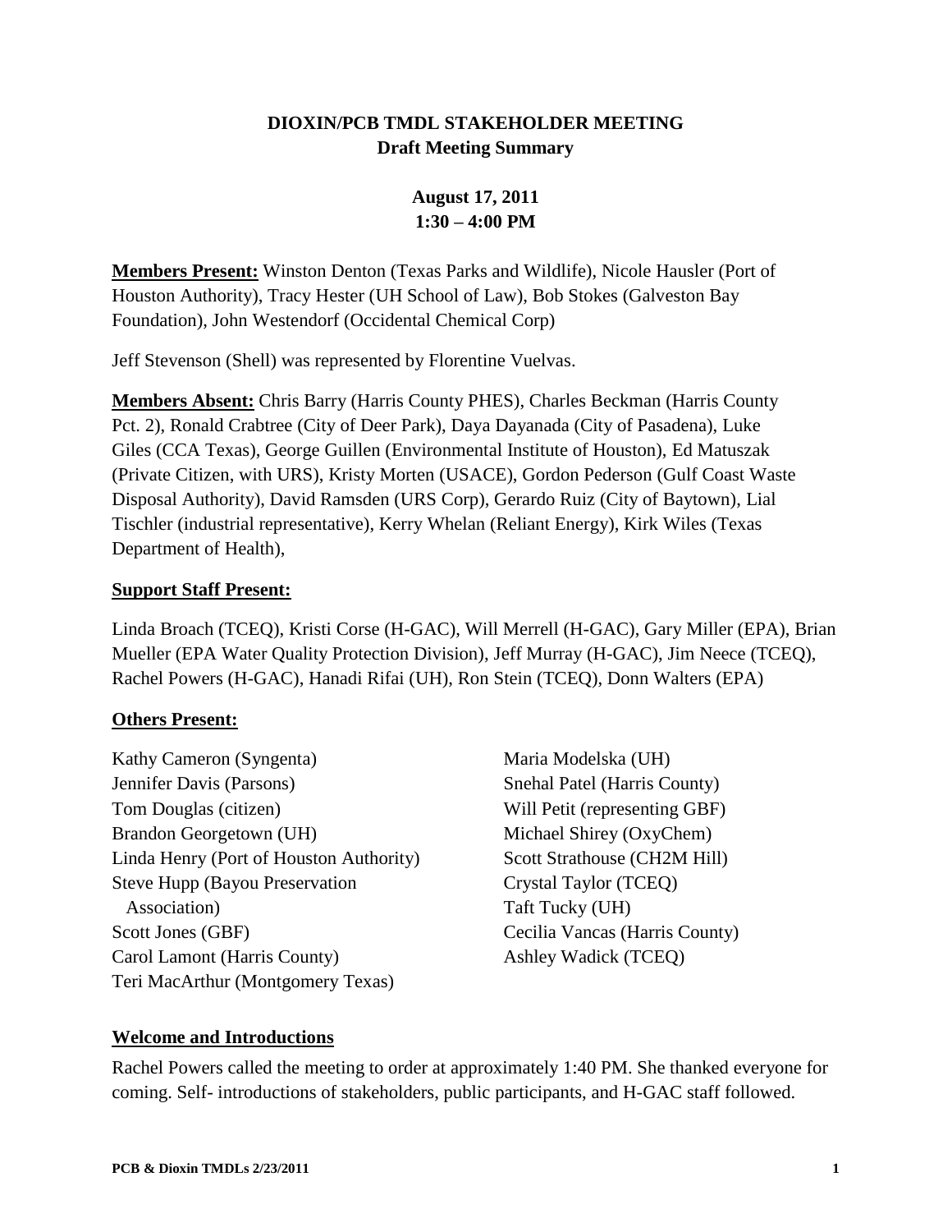# DIOXIN/PCB TMDL STAKEHOLDER MEETING
## Draft Meeting Summary

**August 17, 2011**
**1:30 – 4:00 PM**

**Members Present:** Winston Denton (Texas Parks and Wildlife), Nicole Hausler (Port of Houston Authority), Tracy Hester (UH School of Law), Bob Stokes (Galveston Bay Foundation), John Westendorf (Occidental Chemical Corp)

Jeff Stevenson (Shell) was represented by Florentine Vuelvas.

**Members Absent:** Chris Barry (Harris County PHES), Charles Beckman (Harris County Pct. 2), Ronald Crabtree (City of Deer Park), Daya Dayanada (City of Pasadena), Luke Giles (CCA Texas), George Guillen (Environmental Institute of Houston), Ed Matuszak (Private Citizen, with URS), Kristy Morten (USACE), Gordon Pederson (Gulf Coast Waste Disposal Authority), David Ramsden (URS Corp), Gerardo Ruiz (City of Baytown), Lial Tischler (industrial representative), Kerry Whelan (Reliant Energy), Kirk Wiles (Texas Department of Health),

**Support Staff Present:**

Linda Broach (TCEQ), Kristi Corse (H-GAC), Will Merrell (H-GAC), Gary Miller (EPA), Brian Mueller (EPA Water Quality Protection Division), Jeff Murray (H-GAC), Jim Neece (TCEQ), Rachel Powers (H-GAC), Hanadi Rifai (UH), Ron Stein (TCEQ), Donn Walters (EPA)

**Others Present:**

Kathy Cameron (Syngenta)
Jennifer Davis (Parsons)
Tom Douglas (citizen)
Brandon Georgetown (UH)
Linda Henry (Port of Houston Authority)
Steve Hupp (Bayou Preservation Association)
Scott Jones (GBF)
Carol Lamont (Harris County)
Teri MacArthur (Montgomery Texas)
Maria Modelska (UH)
Snehal Patel (Harris County)
Will Petit (representing GBF)
Michael Shirey (OxyChem)
Scott Strathouse (CH2M Hill)
Crystal Taylor (TCEQ)
Taft Tucky (UH)
Cecilia Vancas (Harris County)
Ashley Wadick (TCEQ)

**Welcome and Introductions**

Rachel Powers called the meeting to order at approximately 1:40 PM. She thanked everyone for coming. Self- introductions of stakeholders, public participants, and H-GAC staff followed.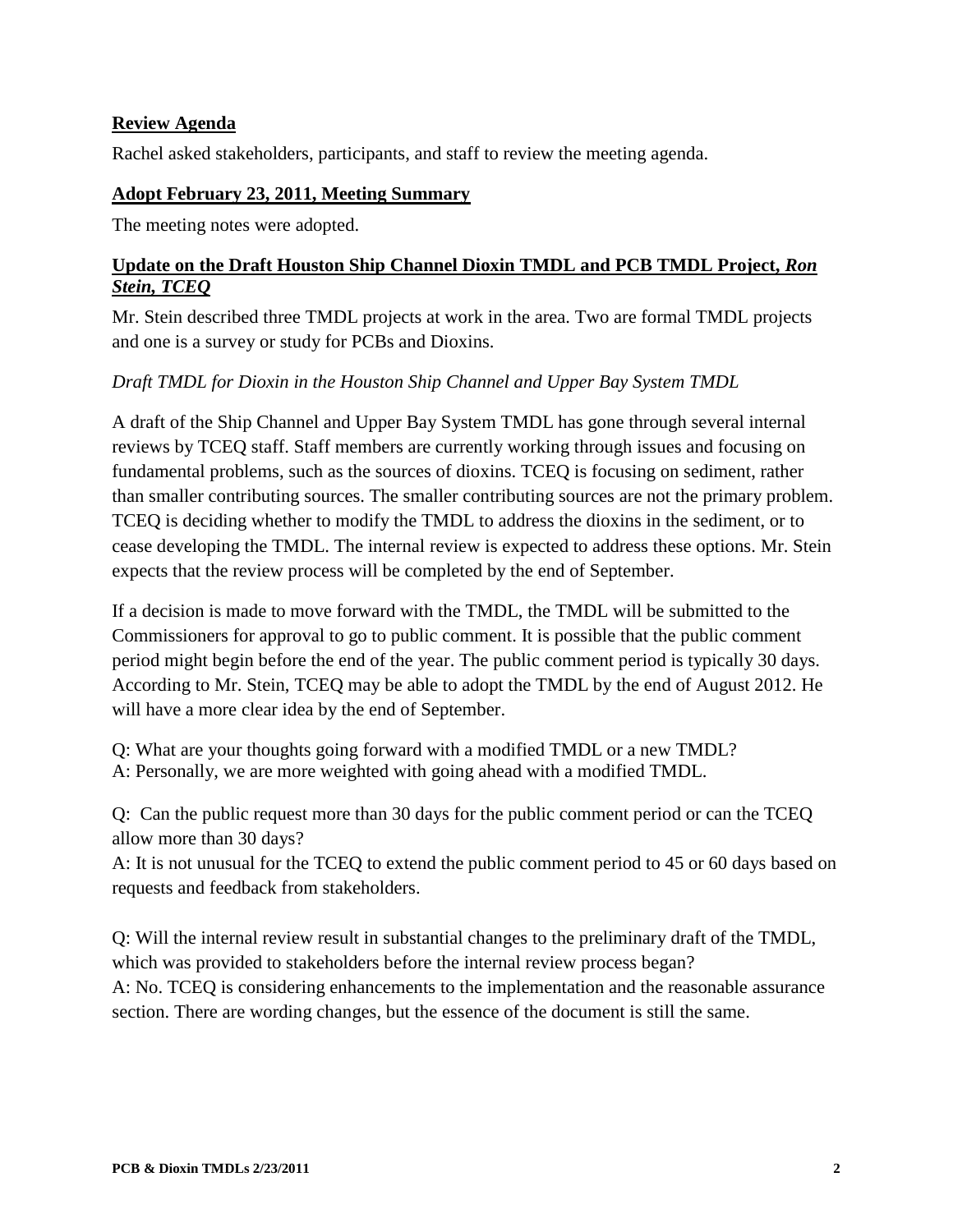## Review Agenda

Rachel asked stakeholders, participants, and staff to review the meeting agenda.

## Adopt February 23, 2011, Meeting Summary

The meeting notes were adopted.

## Update on the Draft Houston Ship Channel Dioxin TMDL and PCB TMDL Project, *Ron Stein, TCEQ*

Mr. Stein described three TMDL projects at work in the area. Two are formal TMDL projects and one is a survey or study for PCBs and Dioxins.

*Draft TMDL for Dioxin in the Houston Ship Channel and Upper Bay System TMDL*

A draft of the Ship Channel and Upper Bay System TMDL has gone through several internal reviews by TCEQ staff. Staff members are currently working through issues and focusing on fundamental problems, such as the sources of dioxins. TCEQ is focusing on sediment, rather than smaller contributing sources. The smaller contributing sources are not the primary problem. TCEQ is deciding whether to modify the TMDL to address the dioxins in the sediment, or to cease developing the TMDL. The internal review is expected to address these options. Mr. Stein expects that the review process will be completed by the end of September.

If a decision is made to move forward with the TMDL, the TMDL will be submitted to the Commissioners for approval to go to public comment. It is possible that the public comment period might begin before the end of the year. The public comment period is typically 30 days. According to Mr. Stein, TCEQ may be able to adopt the TMDL by the end of August 2012. He will have a more clear idea by the end of September.

Q: What are your thoughts going forward with a modified TMDL or a new TMDL?
A: Personally, we are more weighted with going ahead with a modified TMDL.

Q: Can the public request more than 30 days for the public comment period or can the TCEQ allow more than 30 days?
A: It is not unusual for the TCEQ to extend the public comment period to 45 or 60 days based on requests and feedback from stakeholders.

Q: Will the internal review result in substantial changes to the preliminary draft of the TMDL, which was provided to stakeholders before the internal review process began?
A: No. TCEQ is considering enhancements to the implementation and the reasonable assurance section. There are wording changes, but the essence of the document is still the same.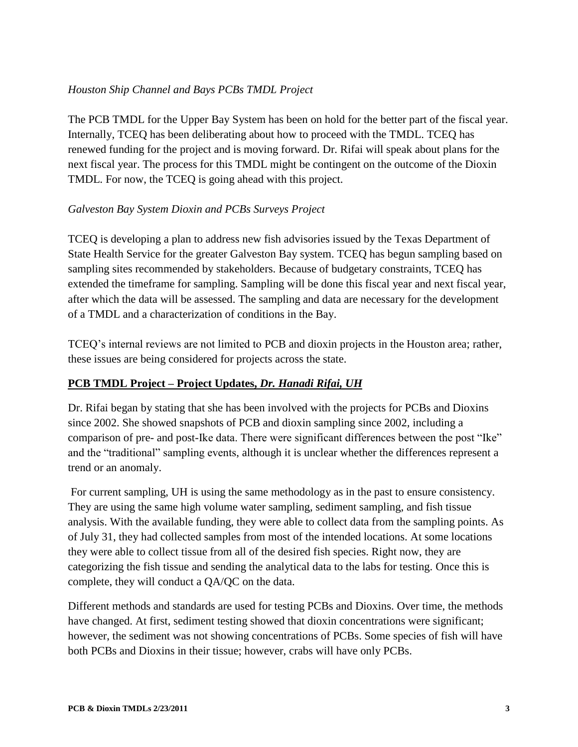*Houston Ship Channel and Bays PCBs TMDL Project*

The PCB TMDL for the Upper Bay System has been on hold for the better part of the fiscal year. Internally, TCEQ has been deliberating about how to proceed with the TMDL. TCEQ has renewed funding for the project and is moving forward. Dr. Rifai will speak about plans for the next fiscal year. The process for this TMDL might be contingent on the outcome of the Dioxin TMDL. For now, the TCEQ is going ahead with this project.

*Galveston Bay System Dioxin and PCBs Surveys Project*

TCEQ is developing a plan to address new fish advisories issued by the Texas Department of State Health Service for the greater Galveston Bay system. TCEQ has begun sampling based on sampling sites recommended by stakeholders. Because of budgetary constraints, TCEQ has extended the timeframe for sampling. Sampling will be done this fiscal year and next fiscal year, after which the data will be assessed. The sampling and data are necessary for the development of a TMDL and a characterization of conditions in the Bay.

TCEQ's internal reviews are not limited to PCB and dioxin projects in the Houston area; rather, these issues are being considered for projects across the state.

## PCB TMDL Project – Project Updates, *Dr. Hanadi Rifai, UH*

Dr. Rifai began by stating that she has been involved with the projects for PCBs and Dioxins since 2002. She showed snapshots of PCB and dioxin sampling since 2002, including a comparison of pre- and post-Ike data. There were significant differences between the post "Ike" and the "traditional" sampling events, although it is unclear whether the differences represent a trend or an anomaly.

For current sampling, UH is using the same methodology as in the past to ensure consistency. They are using the same high volume water sampling, sediment sampling, and fish tissue analysis. With the available funding, they were able to collect data from the sampling points. As of July 31, they had collected samples from most of the intended locations. At some locations they were able to collect tissue from all of the desired fish species. Right now, they are categorizing the fish tissue and sending the analytical data to the labs for testing. Once this is complete, they will conduct a QA/QC on the data.

Different methods and standards are used for testing PCBs and Dioxins. Over time, the methods have changed. At first, sediment testing showed that dioxin concentrations were significant; however, the sediment was not showing concentrations of PCBs. Some species of fish will have both PCBs and Dioxins in their tissue; however, crabs will have only PCBs.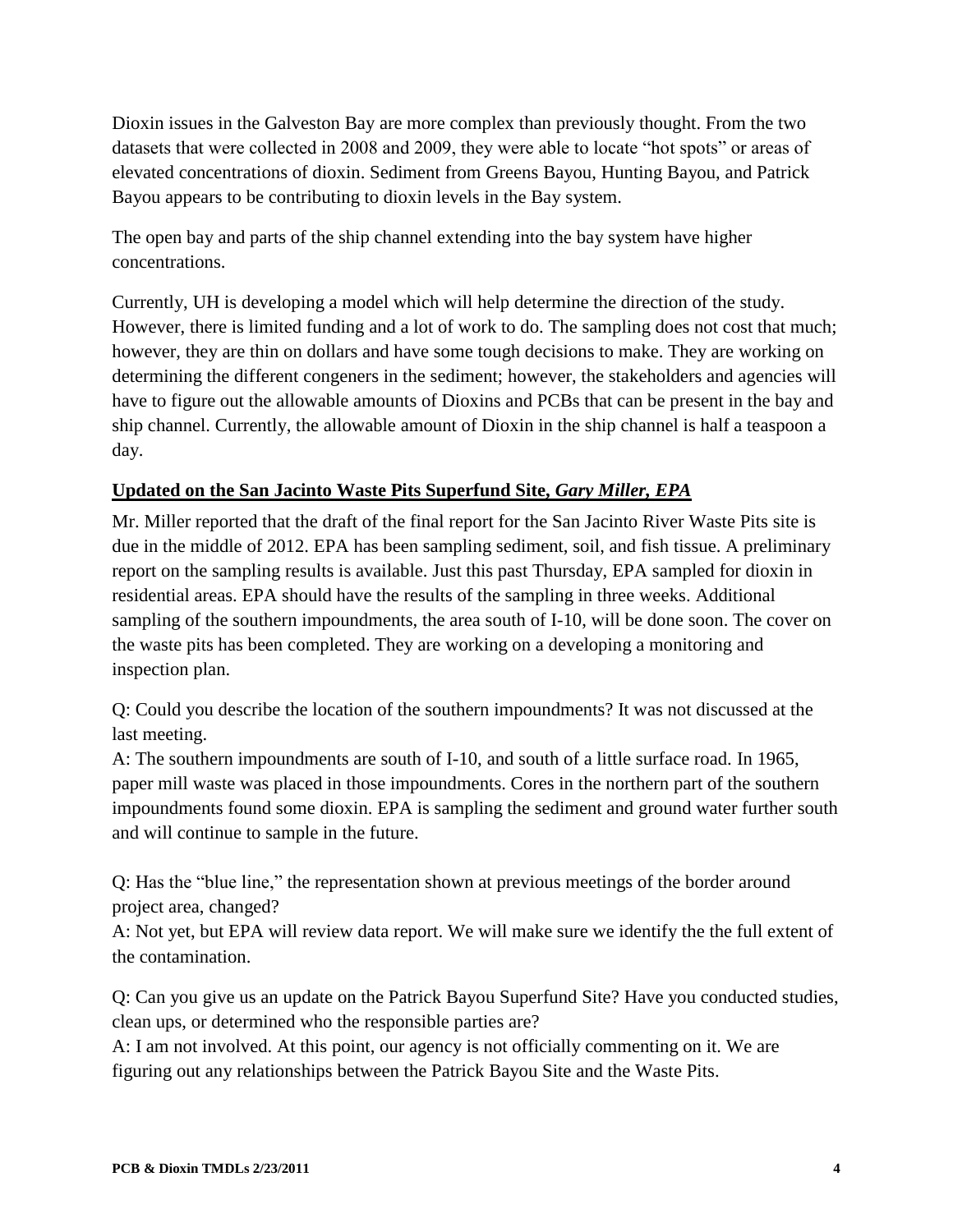Dioxin issues in the Galveston Bay are more complex than previously thought. From the two datasets that were collected in 2008 and 2009, they were able to locate “hot spots” or areas of elevated concentrations of dioxin. Sediment from Greens Bayou, Hunting Bayou, and Patrick Bayou appears to be contributing to dioxin levels in the Bay system.

The open bay and parts of the ship channel extending into the bay system have higher concentrations.

Currently, UH is developing a model which will help determine the direction of the study. However, there is limited funding and a lot of work to do. The sampling does not cost that much; however, they are thin on dollars and have some tough decisions to make. They are working on determining the different congeners in the sediment; however, the stakeholders and agencies will have to figure out the allowable amounts of Dioxins and PCBs that can be present in the bay and ship channel. Currently, the allowable amount of Dioxin in the ship channel is half a teaspoon a day.

## **Updated on the San Jacinto Waste Pits Superfund Site, *Gary Miller, EPA***

Mr. Miller reported that the draft of the final report for the San Jacinto River Waste Pits site is due in the middle of 2012. EPA has been sampling sediment, soil, and fish tissue. A preliminary report on the sampling results is available. Just this past Thursday, EPA sampled for dioxin in residential areas. EPA should have the results of the sampling in three weeks. Additional sampling of the southern impoundments, the area south of I-10, will be done soon. The cover on the waste pits has been completed. They are working on a developing a monitoring and inspection plan.

Q: Could you describe the location of the southern impoundments? It was not discussed at the last meeting.
A: The southern impoundments are south of I-10, and south of a little surface road. In 1965, paper mill waste was placed in those impoundments. Cores in the northern part of the southern impoundments found some dioxin. EPA is sampling the sediment and ground water further south and will continue to sample in the future.

Q: Has the “blue line,” the representation shown at previous meetings of the border around project area, changed?
A: Not yet, but EPA will review data report. We will make sure we identify the the full extent of the contamination.

Q: Can you give us an update on the Patrick Bayou Superfund Site? Have you conducted studies, clean ups, or determined who the responsible parties are?
A: I am not involved. At this point, our agency is not officially commenting on it. We are figuring out any relationships between the Patrick Bayou Site and the Waste Pits.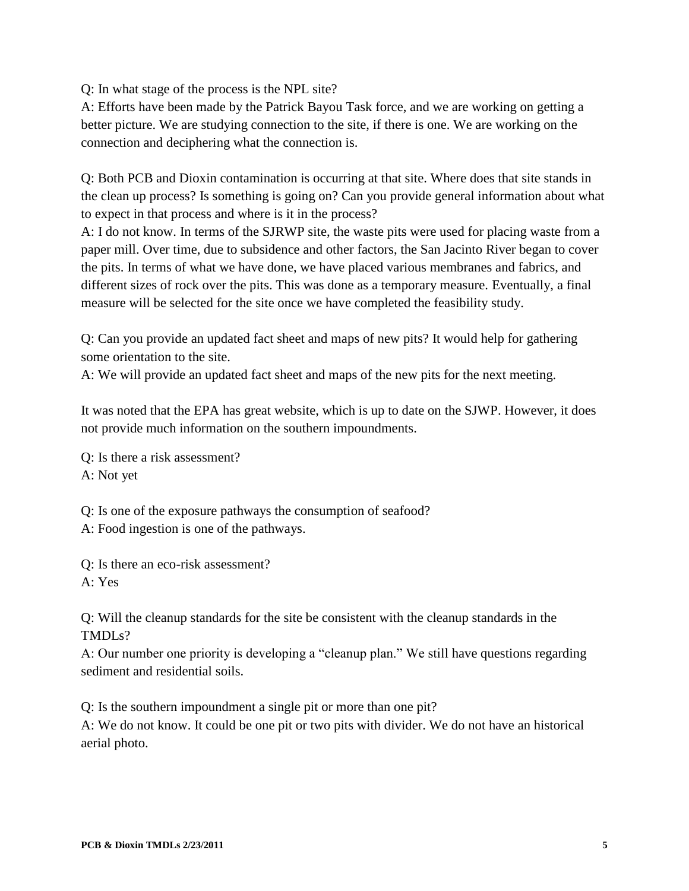Q: In what stage of the process is the NPL site?
A: Efforts have been made by the Patrick Bayou Task force, and we are working on getting a better picture. We are studying connection to the site, if there is one. We are working on the connection and deciphering what the connection is.

Q: Both PCB and Dioxin contamination is occurring at that site. Where does that site stands in the clean up process? Is something is going on? Can you provide general information about what to expect in that process and where is it in the process?
A: I do not know. In terms of the SJRWP site, the waste pits were used for placing waste from a paper mill. Over time, due to subsidence and other factors, the San Jacinto River began to cover the pits. In terms of what we have done, we have placed various membranes and fabrics, and different sizes of rock over the pits. This was done as a temporary measure. Eventually, a final measure will be selected for the site once we have completed the feasibility study.

Q: Can you provide an updated fact sheet and maps of new pits? It would help for gathering some orientation to the site.
A: We will provide an updated fact sheet and maps of the new pits for the next meeting.

It was noted that the EPA has great website, which is up to date on the SJWP. However, it does not provide much information on the southern impoundments.

Q: Is there a risk assessment?
A: Not yet

Q: Is one of the exposure pathways the consumption of seafood?
A: Food ingestion is one of the pathways.

Q: Is there an eco-risk assessment?
A: Yes

Q: Will the cleanup standards for the site be consistent with the cleanup standards in the TMDLs?
A: Our number one priority is developing a "cleanup plan." We still have questions regarding sediment and residential soils.

Q: Is the southern impoundment a single pit or more than one pit?
A: We do not know. It could be one pit or two pits with divider. We do not have an historical aerial photo.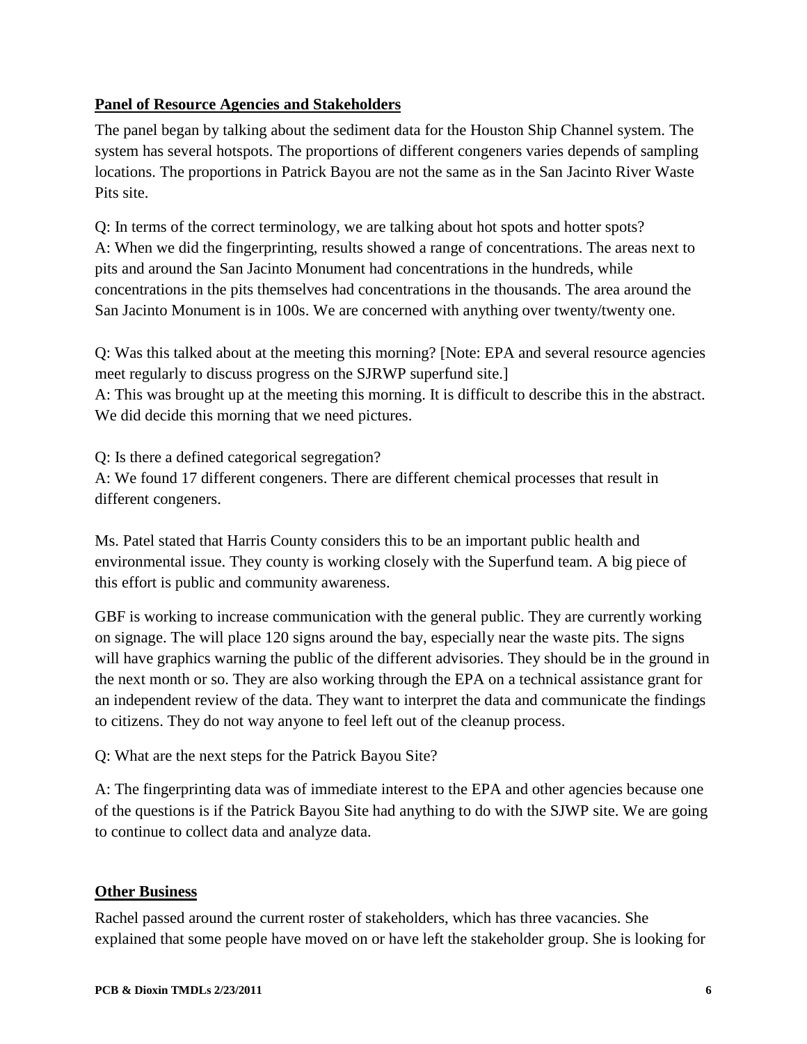## Panel of Resource Agencies and Stakeholders

The panel began by talking about the sediment data for the Houston Ship Channel system. The system has several hotspots. The proportions of different congeners varies depends of sampling locations. The proportions in Patrick Bayou are not the same as in the San Jacinto River Waste Pits site.

Q: In terms of the correct terminology, we are talking about hot spots and hotter spots?
A: When we did the fingerprinting, results showed a range of concentrations. The areas next to pits and around the San Jacinto Monument had concentrations in the hundreds, while concentrations in the pits themselves had concentrations in the thousands. The area around the San Jacinto Monument is in 100s. We are concerned with anything over twenty/twenty one.

Q: Was this talked about at the meeting this morning? [Note: EPA and several resource agencies meet regularly to discuss progress on the SJRWP superfund site.]
A: This was brought up at the meeting this morning. It is difficult to describe this in the abstract. We did decide this morning that we need pictures.

Q: Is there a defined categorical segregation?
A: We found 17 different congeners. There are different chemical processes that result in different congeners.

Ms. Patel stated that Harris County considers this to be an important public health and environmental issue. They county is working closely with the Superfund team. A big piece of this effort is public and community awareness.

GBF is working to increase communication with the general public. They are currently working on signage. The will place 120 signs around the bay, especially near the waste pits. The signs will have graphics warning the public of the different advisories. They should be in the ground in the next month or so. They are also working through the EPA on a technical assistance grant for an independent review of the data. They want to interpret the data and communicate the findings to citizens. They do not way anyone to feel left out of the cleanup process.

Q: What are the next steps for the Patrick Bayou Site?

A: The fingerprinting data was of immediate interest to the EPA and other agencies because one of the questions is if the Patrick Bayou Site had anything to do with the SJWP site. We are going to continue to collect data and analyze data.

## Other Business

Rachel passed around the current roster of stakeholders, which has three vacancies. She explained that some people have moved on or have left the stakeholder group. She is looking for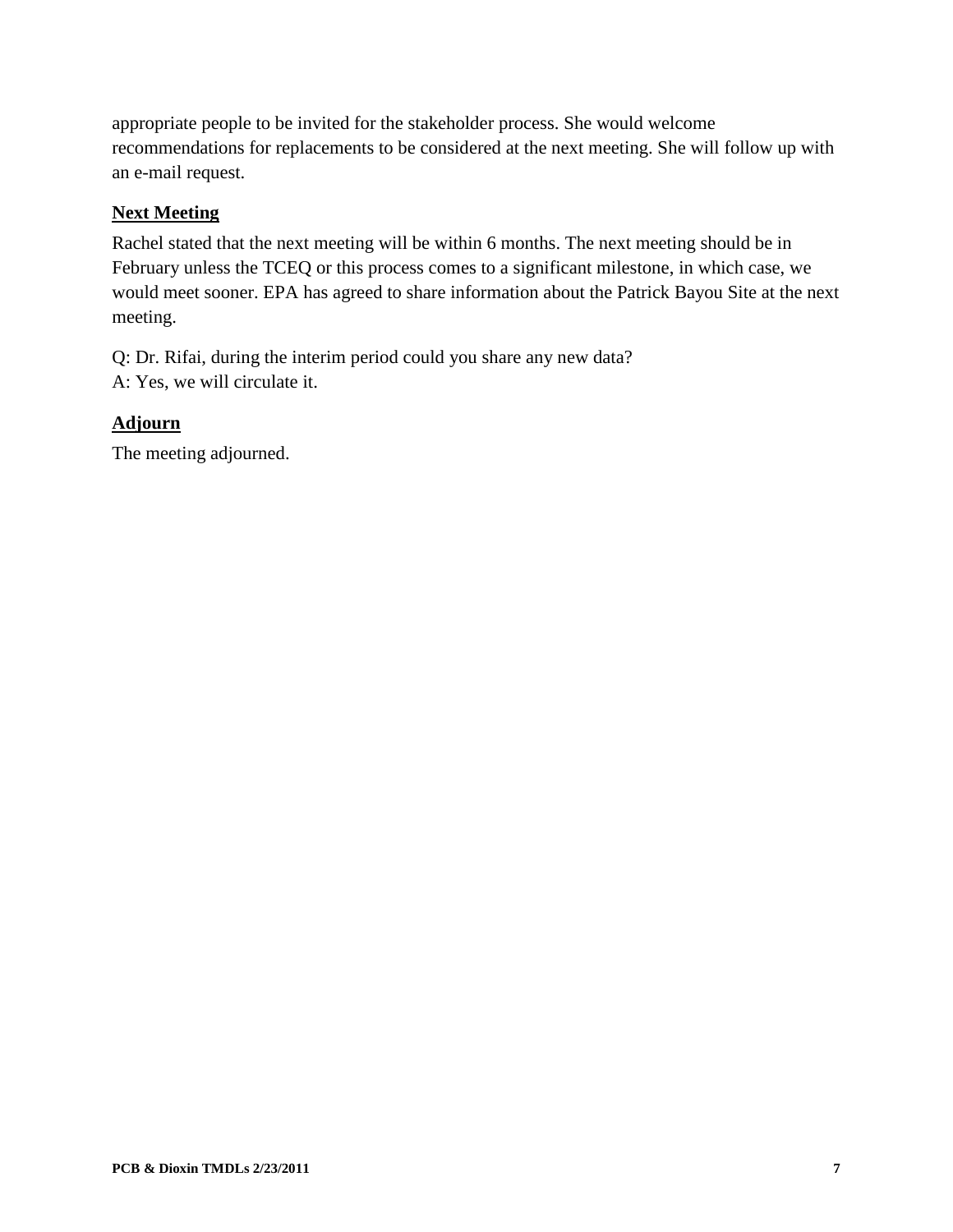appropriate people to be invited for the stakeholder process. She would welcome recommendations for replacements to be considered at the next meeting. She will follow up with an e-mail request.

## Next Meeting

Rachel stated that the next meeting will be within 6 months. The next meeting should be in February unless the TCEQ or this process comes to a significant milestone, in which case, we would meet sooner. EPA has agreed to share information about the Patrick Bayou Site at the next meeting.

Q: Dr. Rifai, during the interim period could you share any new data?
A: Yes, we will circulate it.

## Adjourn

The meeting adjourned.